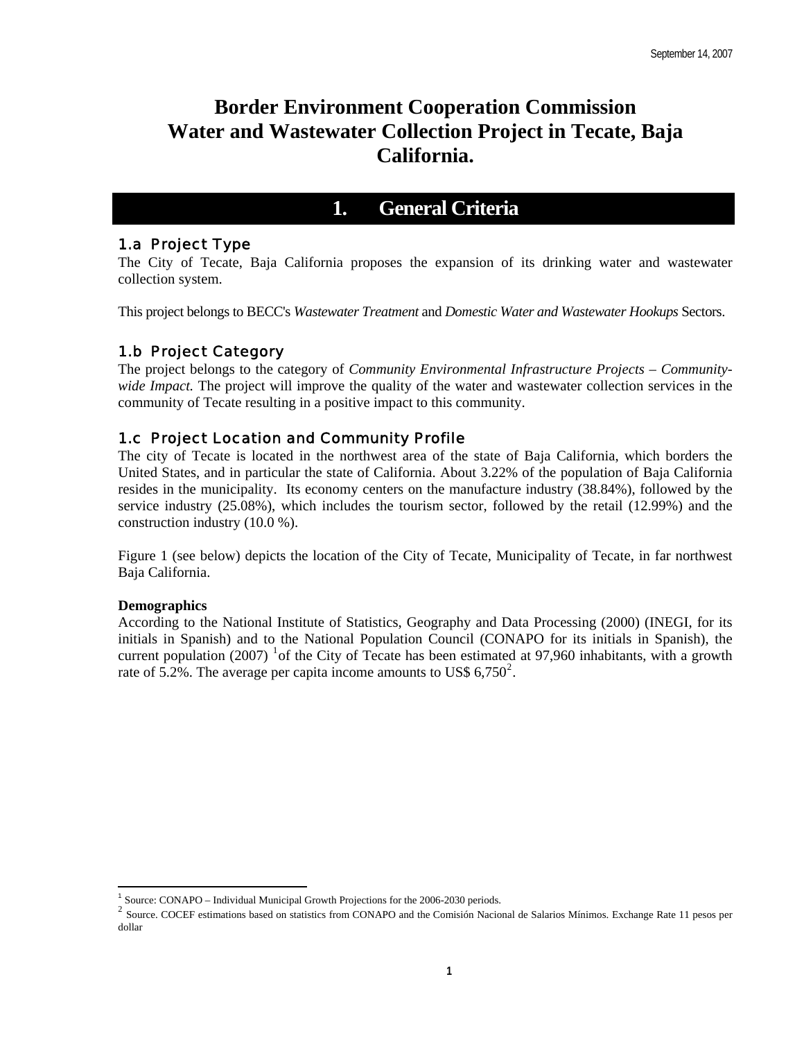September 14, 2007

# Border Environment Cooperation Commission Water and Wastewater Collection Project in Tecate, Baja California.

## 1. General Criteria

### 1.a Project Type

The City of Tecate, Baja California proposes the expansion of its drinking water and wastewater collection system.

This project belongs to BECC's *Wastewater Treatment* and *Domestic Water and Wastewater Hookups* Sectors.

### 1.b Project Category

The project belongs to the category of *Community Environmental Infrastructure Projects – Community-wide Impact.* The project will improve the quality of the water and wastewater collection services in the community of Tecate resulting in a positive impact to this community.

### 1.c Project Location and Community Profile

The city of Tecate is located in the northwest area of the state of Baja California, which borders the United States, and in particular the state of California. About 3.22% of the population of Baja California resides in the municipality. Its economy centers on the manufacture industry (38.84%), followed by the service industry (25.08%), which includes the tourism sector, followed by the retail (12.99%) and the construction industry (10.0 %).

Figure 1 (see below) depicts the location of the City of Tecate, Municipality of Tecate, in far northwest Baja California.

**Demographics**

According to the National Institute of Statistics, Geography and Data Processing (2000) (INEGI, for its initials in Spanish) and to the National Population Council (CONAPO for its initials in Spanish), the current population (2007) [1]of the City of Tecate has been estimated at 97,960 inhabitants, with a growth rate of 5.2%. The average per capita income amounts to US$ 6,750[2].

---

[1] Source: CONAPO – Individual Municipal Growth Projections for the 2006-2030 periods.

[2] Source. COCEF estimations based on statistics from CONAPO and the Comisión Nacional de Salarios Mínimos. Exchange Rate 11 pesos per dollar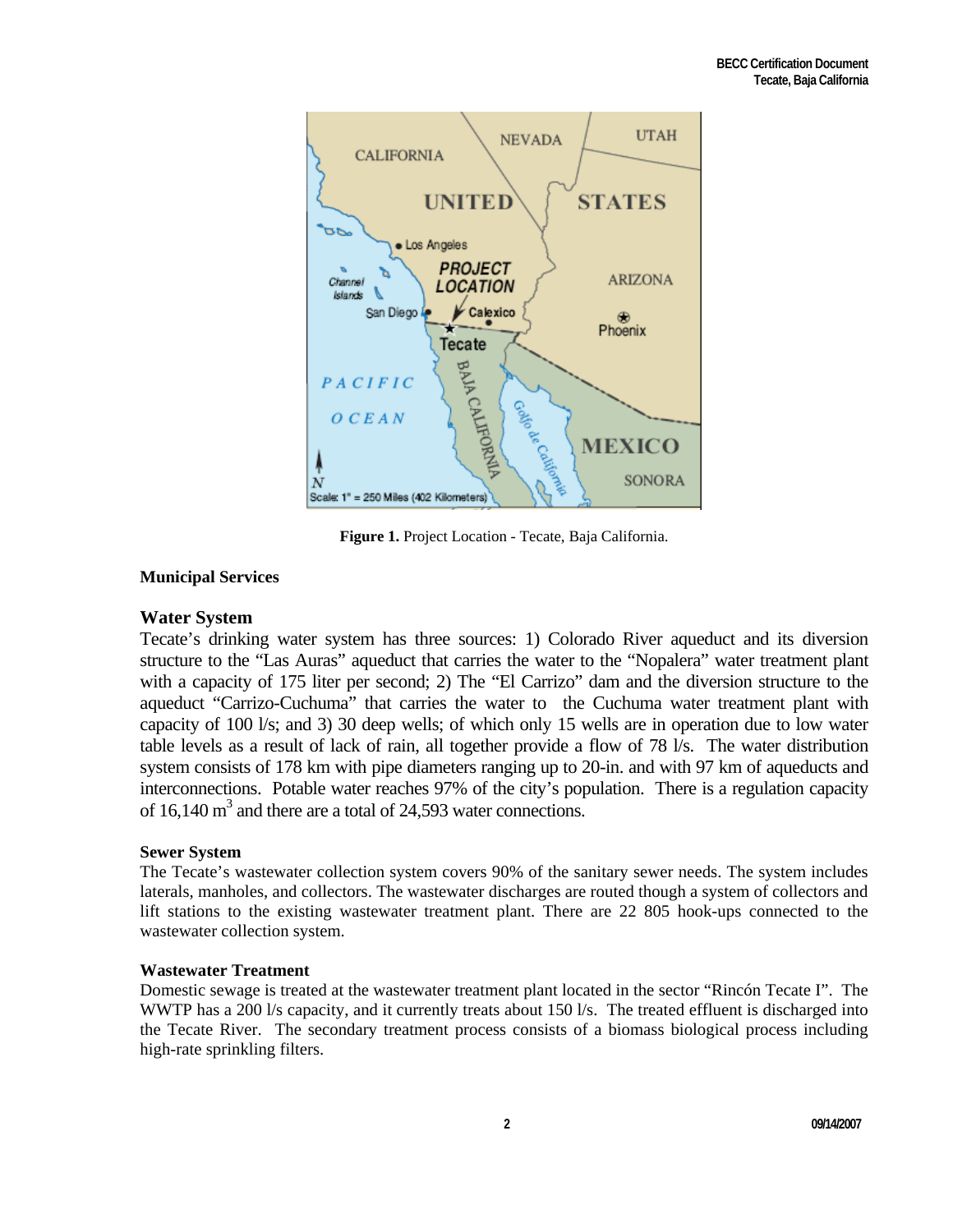**Figure 1.** Project Location - Tecate, Baja California.

**Municipal Services**

## Water System

Tecate's drinking water system has three sources: 1) Colorado River aqueduct and its diversion structure to the "Las Auras" aqueduct that carries the water to the "Nopalera" water treatment plant with a capacity of 175 liter per second; 2) The "El Carrizo" dam and the diversion structure to the aqueduct "Carrizo-Cuchuma" that carries the water to the Cuchuma water treatment plant with capacity of 100 l/s; and 3) 30 deep wells; of which only 15 wells are in operation due to low water table levels as a result of lack of rain, all together provide a flow of 78 l/s. The water distribution system consists of 178 km with pipe diameters ranging up to 20-in. and with 97 km of aqueducts and interconnections. Potable water reaches 97% of the city's population. There is a regulation capacity of 16,140 $m^3$ and there are a total of 24,593 water connections.

### Sewer System

The Tecate's wastewater collection system covers 90% of the sanitary sewer needs. The system includes laterals, manholes, and collectors. The wastewater discharges are routed though a system of collectors and lift stations to the existing wastewater treatment plant. There are 22 805 hook-ups connected to the wastewater collection system.

### Wastewater Treatment

Domestic sewage is treated at the wastewater treatment plant located in the sector "Rincón Tecate I". The WWTP has a 200 l/s capacity, and it currently treats about 150 l/s. The treated effluent is discharged into the Tecate River. The secondary treatment process consists of a biomass biological process including high-rate sprinkling filters.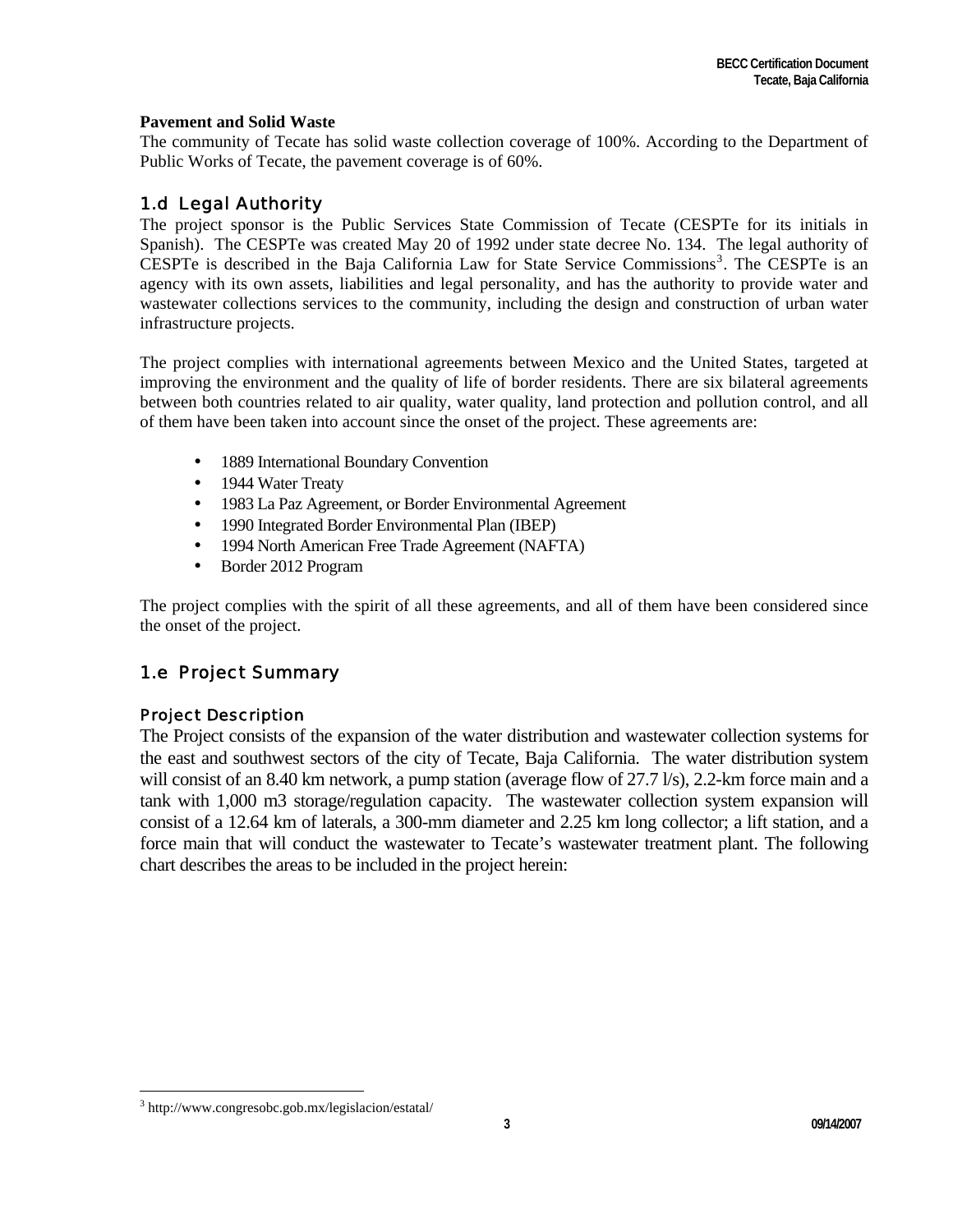**Pavement and Solid Waste**

The community of Tecate has solid waste collection coverage of 100%. According to the Department of Public Works of Tecate, the pavement coverage is of 60%.

## 1.d Legal Authority

The project sponsor is the Public Services State Commission of Tecate (CESPTe for its initials in Spanish). The CESPTe was created May 20 of 1992 under state decree No. 134. The legal authority of CESPTe is described in the Baja California Law for State Service Commissions[3]. The CESPTe is an agency with its own assets, liabilities and legal personality, and has the authority to provide water and wastewater collections services to the community, including the design and construction of urban water infrastructure projects.

The project complies with international agreements between Mexico and the United States, targeted at improving the environment and the quality of life of border residents. There are six bilateral agreements between both countries related to air quality, water quality, land protection and pollution control, and all of them have been taken into account since the onset of the project. These agreements are:

- 1889 International Boundary Convention
- 1944 Water Treaty
- 1983 La Paz Agreement, or Border Environmental Agreement
- 1990 Integrated Border Environmental Plan (IBEP)
- 1994 North American Free Trade Agreement (NAFTA)
- Border 2012 Program

The project complies with the spirit of all these agreements, and all of them have been considered since the onset of the project.

## 1.e Project Summary

### Project Description

The Project consists of the expansion of the water distribution and wastewater collection systems for the east and southwest sectors of the city of Tecate, Baja California. The water distribution system will consist of an 8.40 km network, a pump station (average flow of 27.7 l/s), 2.2-km force main and a tank with 1,000 m3 storage/regulation capacity. The wastewater collection system expansion will consist of a 12.64 km of laterals, a 300-mm diameter and 2.25 km long collector; a lift station, and a force main that will conduct the wastewater to Tecate's wastewater treatment plant. The following chart describes the areas to be included in the project herein:

[3] http://www.congresobc.gob.mx/legislacion/estatal/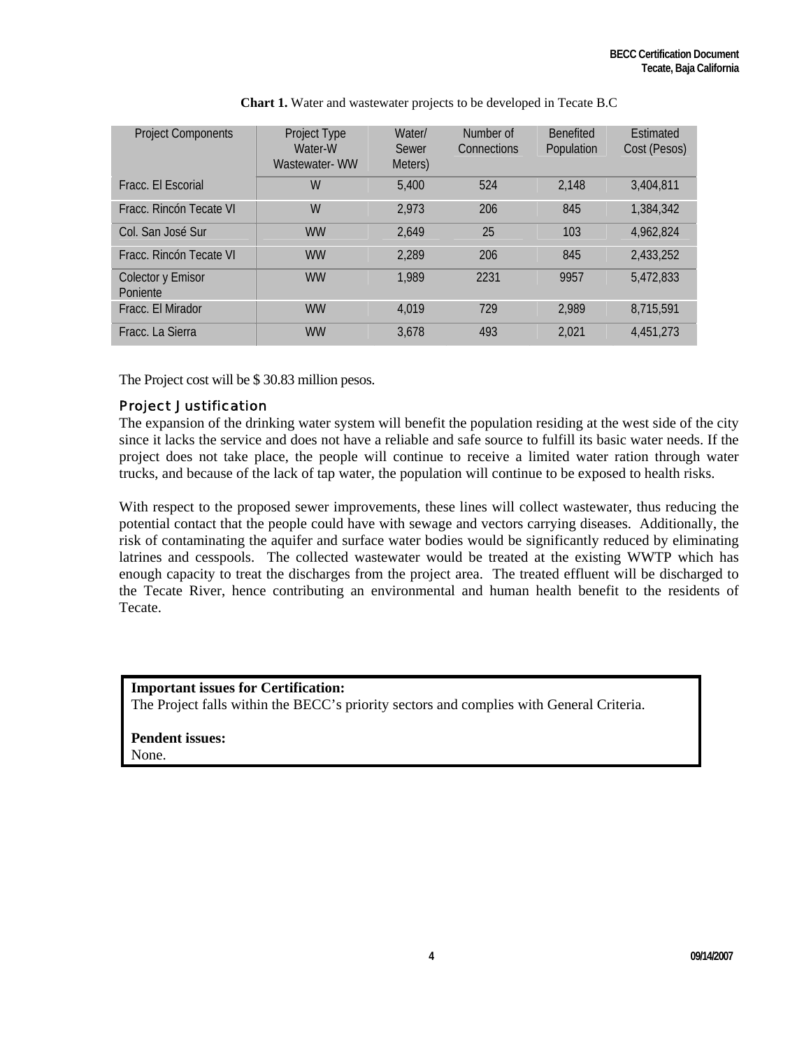**Chart 1.** Water and wastewater projects to be developed in Tecate B.C

| Project Components | Project Type Water-W Wastewater- WW | Water/ Sewer Meters) | Number of Connections | Benefited Population | Estimated Cost (Pesos) |
|---|---|---|---|---|---|
| Fracc. El Escorial | W | 5,400 | 524 | 2,148 | 3,404,811 |
| Fracc. Rincón Tecate VI | W | 2,973 | 206 | 845 | 1,384,342 |
| Col. San José Sur | WW | 2,649 | 25 | 103 | 4,962,824 |
| Fracc. Rincón Tecate VI | WW | 2,289 | 206 | 845 | 2,433,252 |
| Colector y Emisor Poniente | WW | 1,989 | 2231 | 9957 | 5,472,833 |
| Fracc. El Mirador | WW | 4,019 | 729 | 2,989 | 8,715,591 |
| Fracc. La Sierra | WW | 3,678 | 493 | 2,021 | 4,451,273 |

The Project cost will be $ 30.83 million pesos.

### Project Justification

The expansion of the drinking water system will benefit the population residing at the west side of the city since it lacks the service and does not have a reliable and safe source to fulfill its basic water needs. If the project does not take place, the people will continue to receive a limited water ration through water trucks, and because of the lack of tap water, the population will continue to be exposed to health risks.

With respect to the proposed sewer improvements, these lines will collect wastewater, thus reducing the potential contact that the people could have with sewage and vectors carrying diseases. Additionally, the risk of contaminating the aquifer and surface water bodies would be significantly reduced by eliminating latrines and cesspools. The collected wastewater would be treated at the existing WWTP which has enough capacity to treat the discharges from the project area. The treated effluent will be discharged to the Tecate River, hence contributing an environmental and human health benefit to the residents of Tecate.

**Important issues for Certification:**
The Project falls within the BECC's priority sectors and complies with General Criteria.

**Pendent issues:**
None.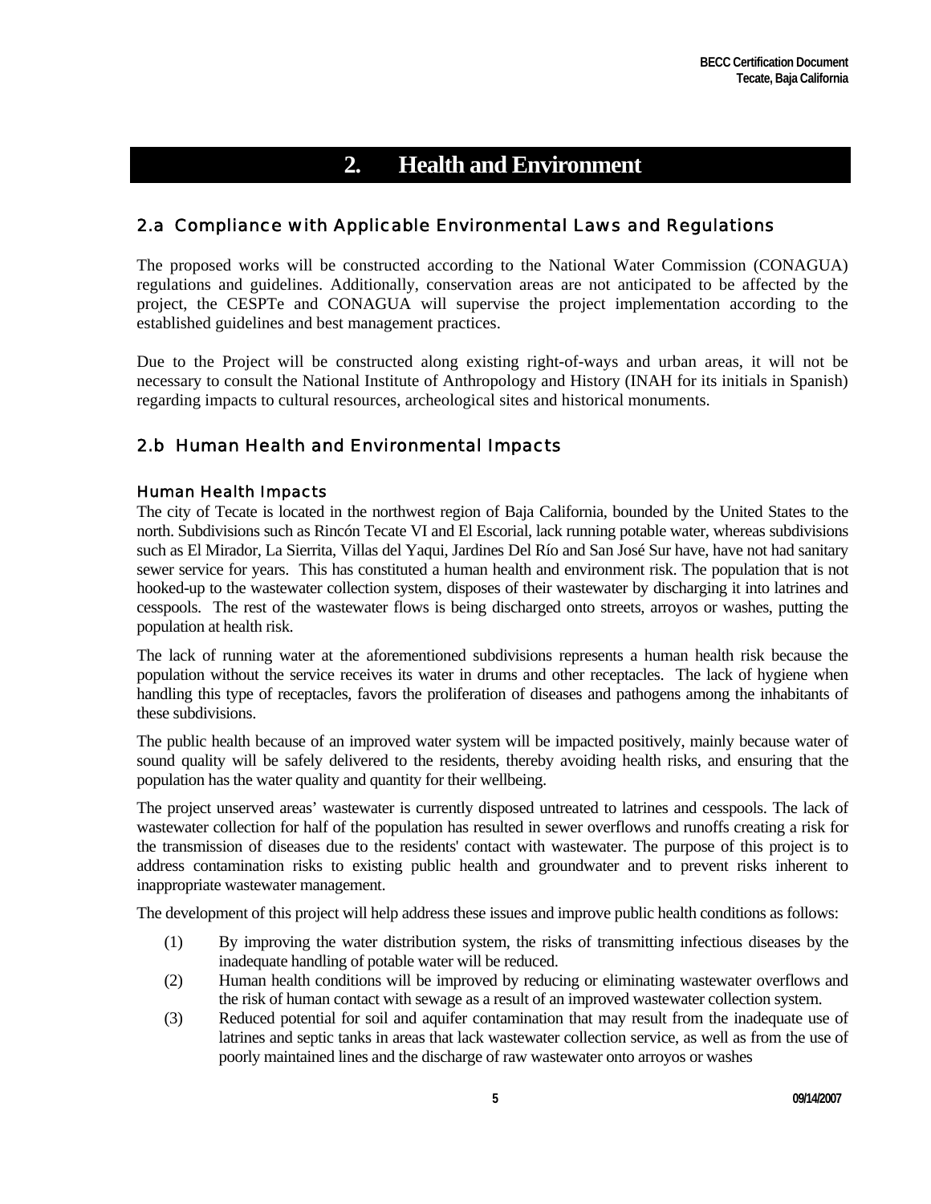# 2. Health and Environment

## 2.a Compliance with Applicable Environmental Laws and Regulations

The proposed works will be constructed according to the National Water Commission (CONAGUA) regulations and guidelines. Additionally, conservation areas are not anticipated to be affected by the project, the CESPTe and CONAGUA will supervise the project implementation according to the established guidelines and best management practices.

Due to the Project will be constructed along existing right-of-ways and urban areas, it will not be necessary to consult the National Institute of Anthropology and History (INAH for its initials in Spanish) regarding impacts to cultural resources, archeological sites and historical monuments.

## 2.b Human Health and Environmental Impacts

### Human Health Impacts

The city of Tecate is located in the northwest region of Baja California, bounded by the United States to the north. Subdivisions such as Rincón Tecate VI and El Escorial, lack running potable water, whereas subdivisions such as El Mirador, La Sierrita, Villas del Yaqui, Jardines Del Río and San José Sur have, have not had sanitary sewer service for years. This has constituted a human health and environment risk. The population that is not hooked-up to the wastewater collection system, disposes of their wastewater by discharging it into latrines and cesspools. The rest of the wastewater flows is being discharged onto streets, arroyos or washes, putting the population at health risk.

The lack of running water at the aforementioned subdivisions represents a human health risk because the population without the service receives its water in drums and other receptacles. The lack of hygiene when handling this type of receptacles, favors the proliferation of diseases and pathogens among the inhabitants of these subdivisions.

The public health because of an improved water system will be impacted positively, mainly because water of sound quality will be safely delivered to the residents, thereby avoiding health risks, and ensuring that the population has the water quality and quantity for their wellbeing.

The project unserved areas' wastewater is currently disposed untreated to latrines and cesspools. The lack of wastewater collection for half of the population has resulted in sewer overflows and runoffs creating a risk for the transmission of diseases due to the residents' contact with wastewater. The purpose of this project is to address contamination risks to existing public health and groundwater and to prevent risks inherent to inappropriate wastewater management.

The development of this project will help address these issues and improve public health conditions as follows:

(1) By improving the water distribution system, the risks of transmitting infectious diseases by the inadequate handling of potable water will be reduced.

(2) Human health conditions will be improved by reducing or eliminating wastewater overflows and the risk of human contact with sewage as a result of an improved wastewater collection system.

(3) Reduced potential for soil and aquifer contamination that may result from the inadequate use of latrines and septic tanks in areas that lack wastewater collection service, as well as from the use of poorly maintained lines and the discharge of raw wastewater onto arroyos or washes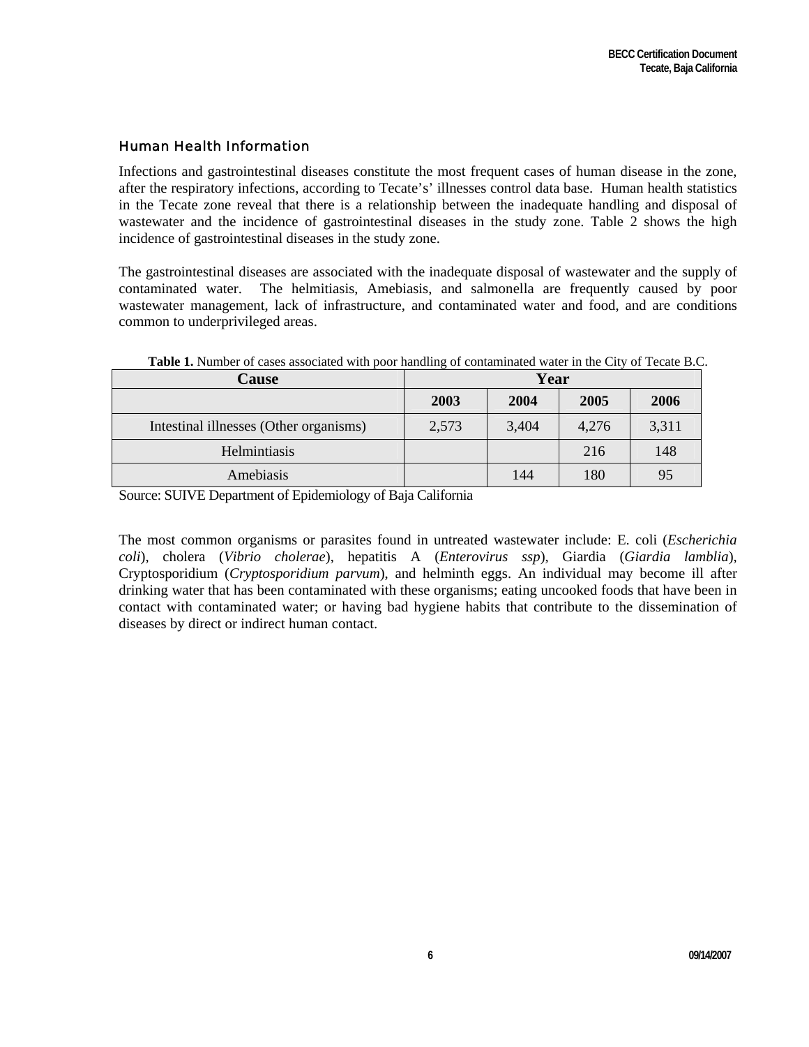## Human Health Information

Infections and gastrointestinal diseases constitute the most frequent cases of human disease in the zone, after the respiratory infections, according to Tecate's' illnesses control data base. Human health statistics in the Tecate zone reveal that there is a relationship between the inadequate handling and disposal of wastewater and the incidence of gastrointestinal diseases in the study zone. Table 2 shows the high incidence of gastrointestinal diseases in the study zone.

The gastrointestinal diseases are associated with the inadequate disposal of wastewater and the supply of contaminated water. The helmitiasis, Amebiasis, and salmonella are frequently caused by poor wastewater management, lack of infrastructure, and contaminated water and food, and are conditions common to underprivileged areas.

**Table 1.** Number of cases associated with poor handling of contaminated water in the City of Tecate B.C.

| Cause | Year | | | |
|---|---|---|---|---|
| | 2003 | 2004 | 2005 | 2006 |
| Intestinal illnesses (Other organisms) | 2,573 | 3,404 | 4,276 | 3,311 |
| Helmintiasis | | | 216 | 148 |
| Amebiasis | | 144 | 180 | 95 |

Source: SUIVE Department of Epidemiology of Baja California

The most common organisms or parasites found in untreated wastewater include: E. coli (*Escherichia coli*), cholera (*Vibrio cholerae*), hepatitis A (*Enterovirus ssp*), Giardia (*Giardia lamblia*), Cryptosporidium (*Cryptosporidium parvum*), and helminth eggs. An individual may become ill after drinking water that has been contaminated with these organisms; eating uncooked foods that have been in contact with contaminated water; or having bad hygiene habits that contribute to the dissemination of diseases by direct or indirect human contact.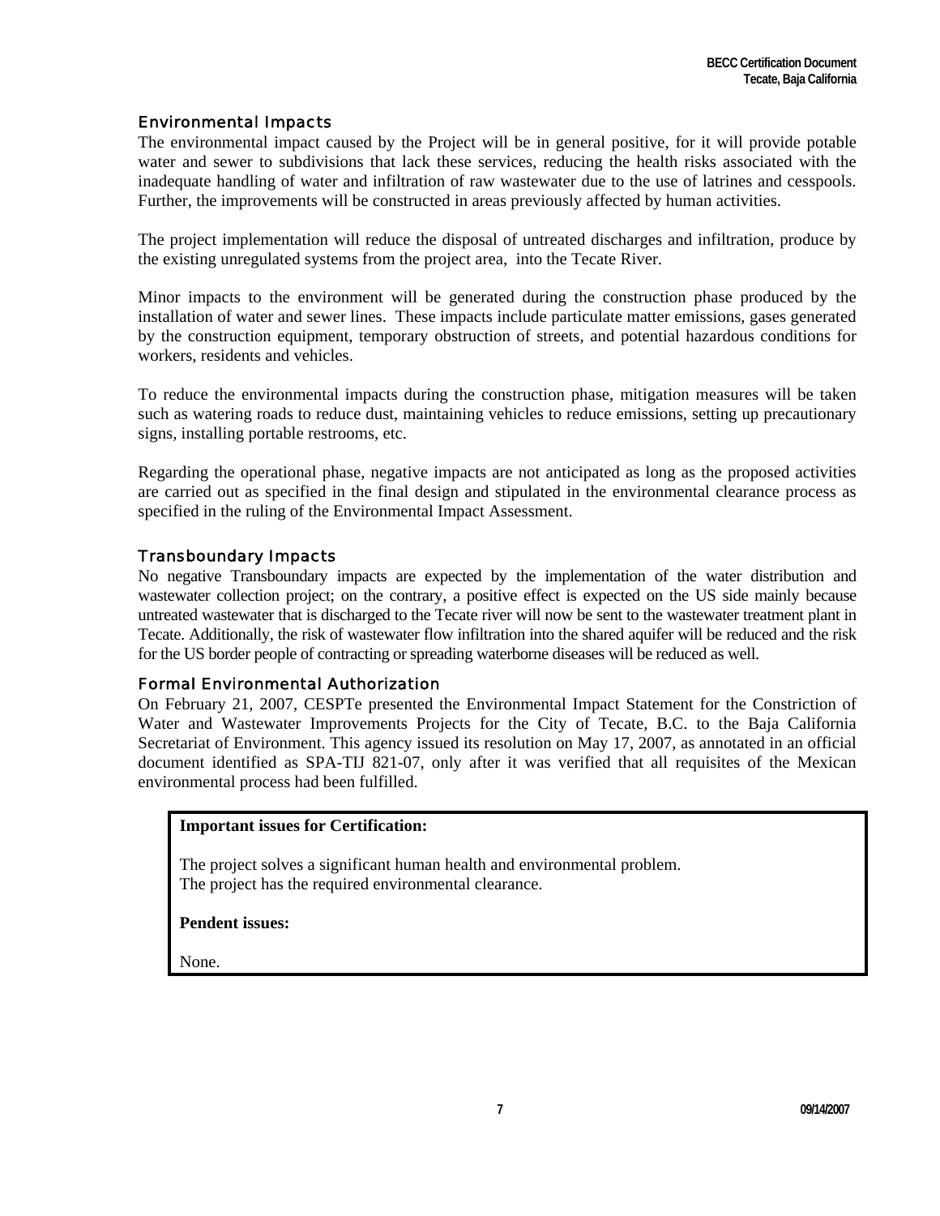### Environmental Impacts

The environmental impact caused by the Project will be in general positive, for it will provide potable water and sewer to subdivisions that lack these services, reducing the health risks associated with the inadequate handling of water and infiltration of raw wastewater due to the use of latrines and cesspools. Further, the improvements will be constructed in areas previously affected by human activities.

The project implementation will reduce the disposal of untreated discharges and infiltration, produce by the existing unregulated systems from the project area, into the Tecate River.

Minor impacts to the environment will be generated during the construction phase produced by the installation of water and sewer lines. These impacts include particulate matter emissions, gases generated by the construction equipment, temporary obstruction of streets, and potential hazardous conditions for workers, residents and vehicles.

To reduce the environmental impacts during the construction phase, mitigation measures will be taken such as watering roads to reduce dust, maintaining vehicles to reduce emissions, setting up precautionary signs, installing portable restrooms, etc.

Regarding the operational phase, negative impacts are not anticipated as long as the proposed activities are carried out as specified in the final design and stipulated in the environmental clearance process as specified in the ruling of the Environmental Impact Assessment.

### Transboundary Impacts

No negative Transboundary impacts are expected by the implementation of the water distribution and wastewater collection project; on the contrary, a positive effect is expected on the US side mainly because untreated wastewater that is discharged to the Tecate river will now be sent to the wastewater treatment plant in Tecate. Additionally, the risk of wastewater flow infiltration into the shared aquifer will be reduced and the risk for the US border people of contracting or spreading waterborne diseases will be reduced as well.

### Formal Environmental Authorization

On February 21, 2007, CESPTe presented the Environmental Impact Statement for the Constriction of Water and Wastewater Improvements Projects for the City of Tecate, B.C. to the Baja California Secretariat of Environment. This agency issued its resolution on May 17, 2007, as annotated in an official document identified as SPA-TIJ 821-07, only after it was verified that all requisites of the Mexican environmental process had been fulfilled.

**Important issues for Certification:**

The project solves a significant human health and environmental problem.
The project has the required environmental clearance.

**Pendent issues:**

None.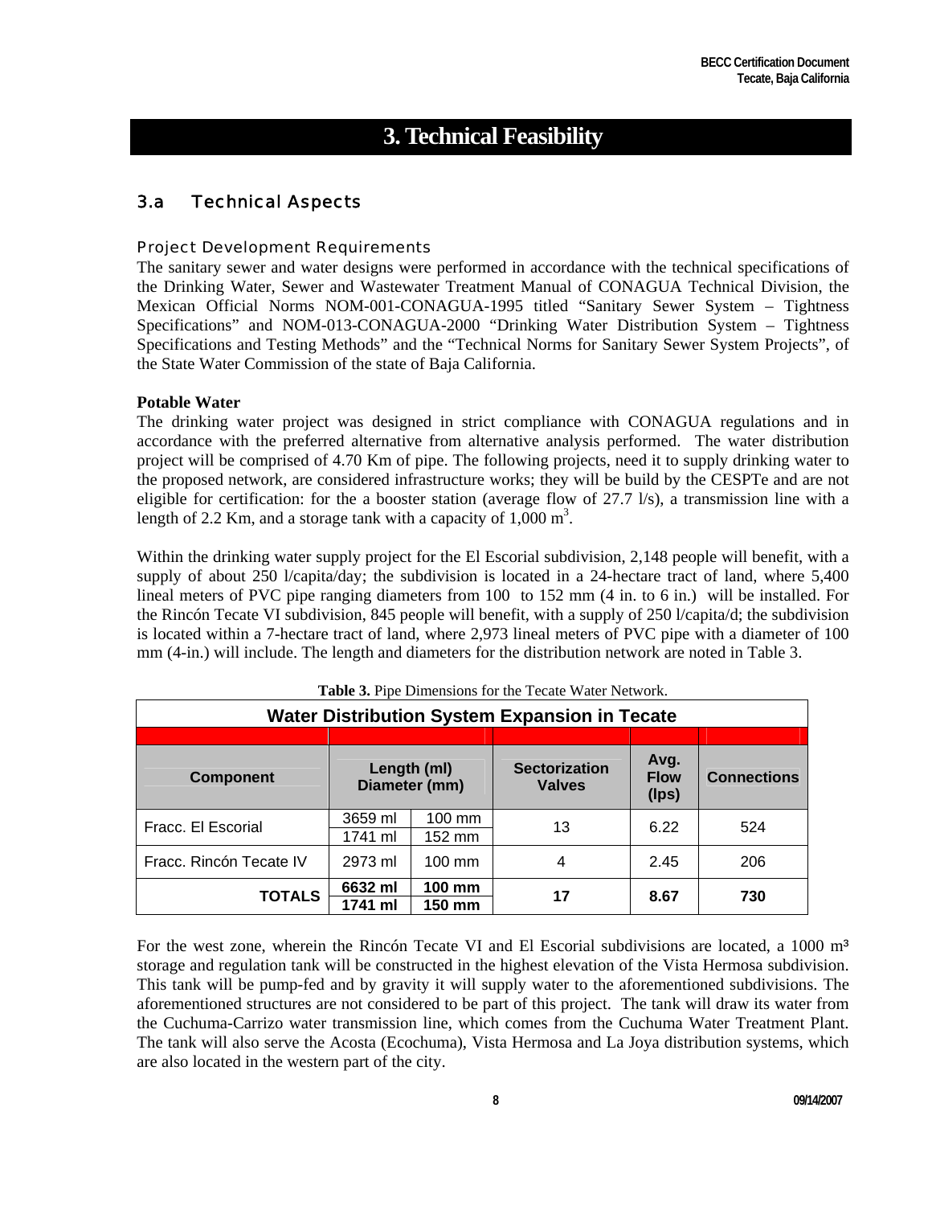# 3. Technical Feasibility

## 3.a Technical Aspects

### Project Development Requirements

The sanitary sewer and water designs were performed in accordance with the technical specifications of the Drinking Water, Sewer and Wastewater Treatment Manual of CONAGUA Technical Division, the Mexican Official Norms NOM-001-CONAGUA-1995 titled “Sanitary Sewer System – Tightness Specifications” and NOM-013-CONAGUA-2000 “Drinking Water Distribution System – Tightness Specifications and Testing Methods” and the “Technical Norms for Sanitary Sewer System Projects”, of the State Water Commission of the state of Baja California.

**Potable Water**

The drinking water project was designed in strict compliance with CONAGUA regulations and in accordance with the preferred alternative from alternative analysis performed. The water distribution project will be comprised of 4.70 Km of pipe. The following projects, need it to supply drinking water to the proposed network, are considered infrastructure works; they will be build by the CESPTe and are not eligible for certification: for the booster station (average flow of 27.7 l/s), a transmission line with a length of 2.2 Km, and a storage tank with a capacity of 1,000 $m^3$.

Within the drinking water supply project for the El Escorial subdivision, 2,148 people will benefit, with a supply of about 250 l/capita/day; the subdivision is located in a 24-hectare tract of land, where 5,400 lineal meters of PVC pipe ranging diameters from 100 to 152 mm (4 in. to 6 in.) will be installed. For the Rincón Tecate VI subdivision, 845 people will benefit, with a supply of 250 l/capita/d; the subdivision is located within a 7-hectare tract of land, where 2,973 lineal meters of PVC pipe with a diameter of 100 mm (4-in.) will include. The length and diameters for the distribution network are noted in Table 3.

**Table 3.** Pipe Dimensions for the Tecate Water Network.

| Water Distribution System Expansion in Tecate | | | | | |
|---|---|---|---|---|---|
| **Component** | **Length (ml) Diameter (mm)** | | **Sectorization Valves** | **Avg. Flow (lps)** | **Connections** |
| Fracc. El Escorial | 3659 ml | 100 mm | 13 | 6.22 | 524 |
| | 1741 ml | 152 mm | | | |
| Fracc. Rincón Tecate IV | 2973 ml | 100 mm | 4 | 2.45 | 206 |
| **TOTALS** | **6632 ml** | **100 mm** | **17** | **8.67** | **730** |
| | **1741 ml** | **150 mm** | | | |

For the west zone, wherein the Rincón Tecate VI and El Escorial subdivisions are located, a 1000 $m^3$ storage and regulation tank will be constructed in the highest elevation of the Vista Hermosa subdivision. This tank will be pump-fed and by gravity it will supply water to the aforementioned subdivisions. The aforementioned structures are not considered to be part of this project. The tank will draw its water from the Cuchuma-Carrizo water transmission line, which comes from the Cuchuma Water Treatment Plant. The tank will also serve the Acosta (Ecochuma), Vista Hermosa and La Joya distribution systems, which are also located in the western part of the city.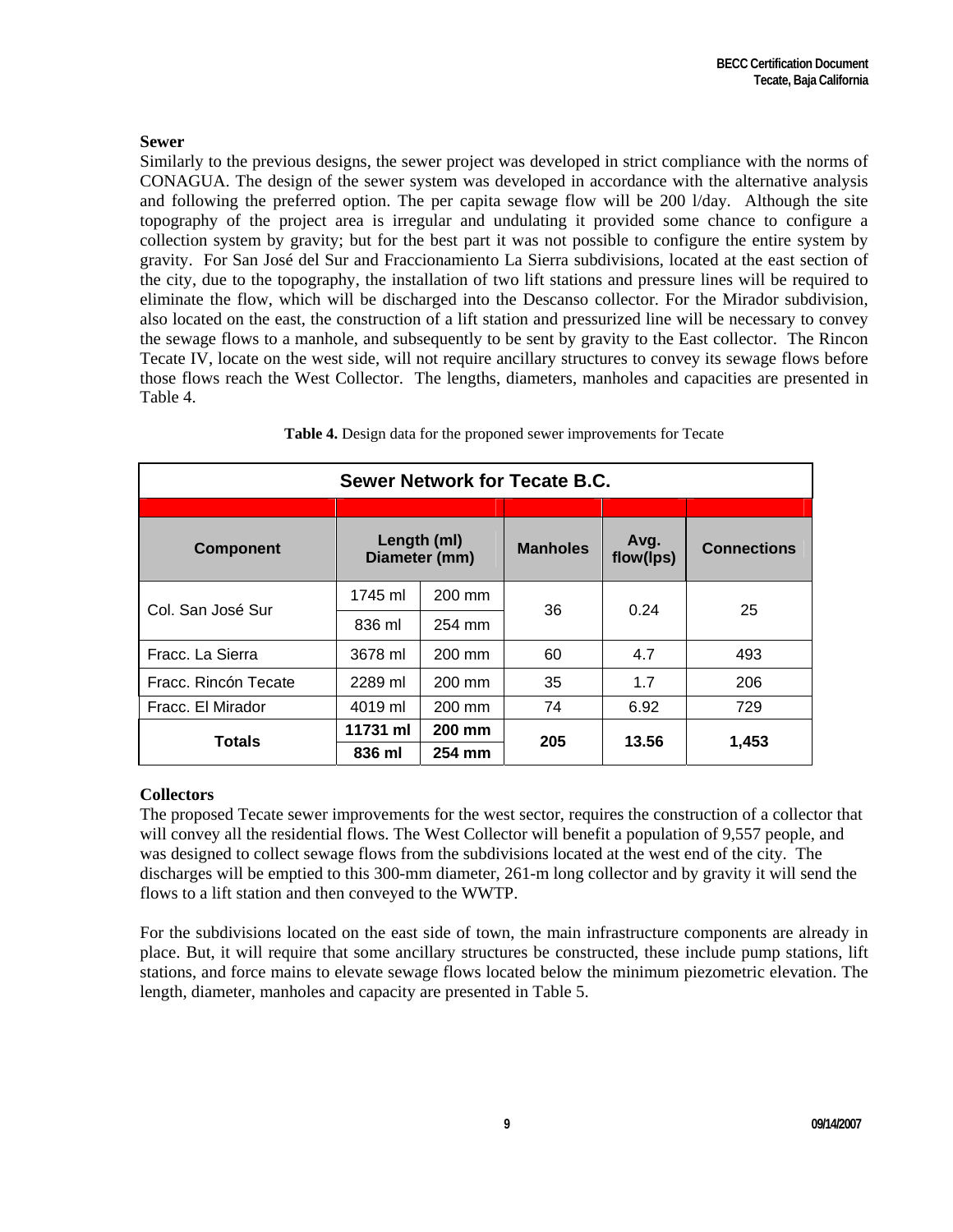**Sewer**

Similarly to the previous designs, the sewer project was developed in strict compliance with the norms of CONAGUA. The design of the sewer system was developed in accordance with the alternative analysis and following the preferred option. The per capita sewage flow will be 200 l/day. Although the site topography of the project area is irregular and undulating it provided some chance to configure a collection system by gravity; but for the best part it was not possible to configure the entire system by gravity. For San José del Sur and Fraccionamiento La Sierra subdivisions, located at the east section of the city, due to the topography, the installation of two lift stations and pressure lines will be required to eliminate the flow, which will be discharged into the Descanso collector. For the Mirador subdivision, also located on the east, the construction of a lift station and pressurized line will be necessary to convey the sewage flows to a manhole, and subsequently to be sent by gravity to the East collector. The Rincon Tecate IV, locate on the west side, will not require ancillary structures to convey its sewage flows before those flows reach the West Collector. The lengths, diameters, manholes and capacities are presented in Table 4.

**Table 4.** Design data for the proponed sewer improvements for Tecate

| Sewer Network for Tecate B.C. | | | | | |
|---|---|---|---|---|---|
| **Component** | **Length (ml) Diameter (mm)** | | **Manholes** | **Avg. flow(lps)** | **Connections** |
| Col. San José Sur | 1745 ml | 200 mm | 36 | 0.24 | 25 |
| | 836 ml | 254 mm | | | |
| Fracc. La Sierra | 3678 ml | 200 mm | 60 | 4.7 | 493 |
| Fracc. Rincón Tecate | 2289 ml | 200 mm | 35 | 1.7 | 206 |
| Fracc. El Mirador | 4019 ml | 200 mm | 74 | 6.92 | 729 |
| **Totals** | **11731 ml** | **200 mm** | **205** | **13.56** | **1,453** |
| | **836 ml** | **254 mm** | | | |

**Collectors**

The proposed Tecate sewer improvements for the west sector, requires the construction of a collector that will convey all the residential flows. The West Collector will benefit a population of 9,557 people, and was designed to collect sewage flows from the subdivisions located at the west end of the city. The discharges will be emptied to this 300-mm diameter, 261-m long collector and by gravity it will send the flows to a lift station and then conveyed to the WWTP.

For the subdivisions located on the east side of town, the main infrastructure components are already in place. But, it will require that some ancillary structures be constructed, these include pump stations, lift stations, and force mains to elevate sewage flows located below the minimum piezometric elevation. The length, diameter, manholes and capacity are presented in Table 5.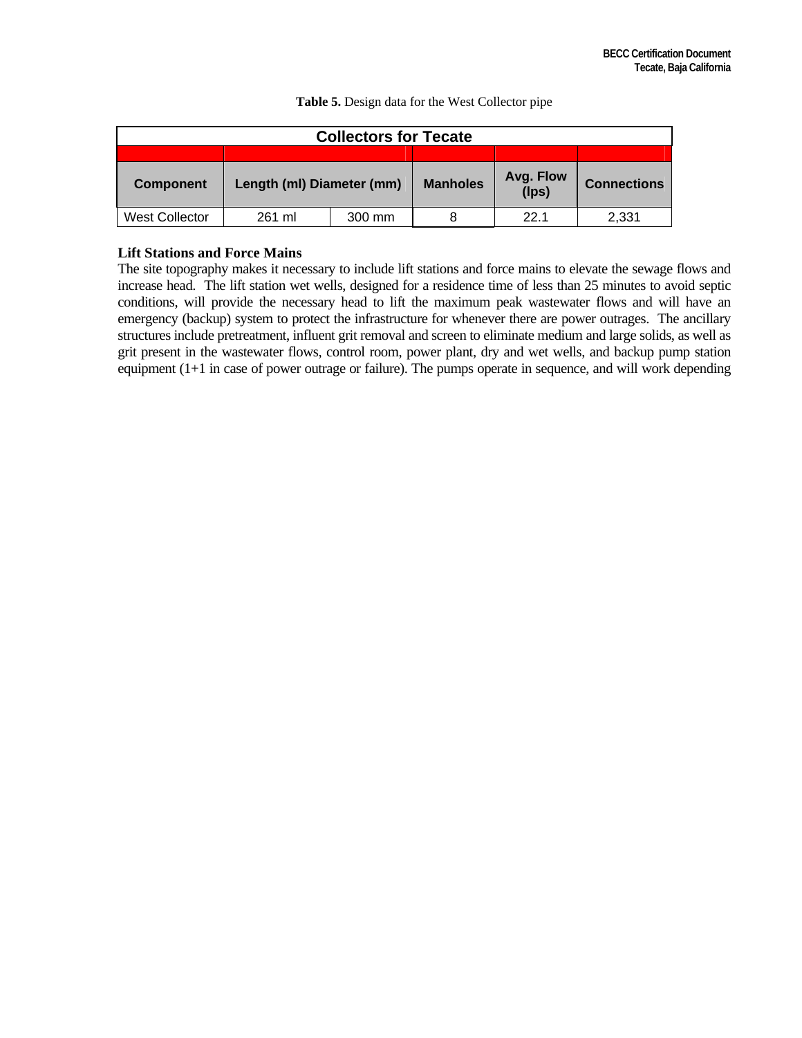**Table 5.** Design data for the West Collector pipe

| Collectors for Tecate | | | | | |
|---|---|---|---|---|---|
| **Component** | **Length (ml)** | **Diameter (mm)** | **Manholes** | **Avg. Flow (lps)** | **Connections** |
| West Collector | 261 ml | 300 mm | 8 | 22.1 | 2,331 |

**Lift Stations and Force Mains**

The site topography makes it necessary to include lift stations and force mains to elevate the sewage flows and increase head. The lift station wet wells, designed for a residence time of less than 25 minutes to avoid septic conditions, will provide the necessary head to lift the maximum peak wastewater flows and will have an emergency (backup) system to protect the infrastructure for whenever there are power outrages. The ancillary structures include pretreatment, influent grit removal and screen to eliminate medium and large solids, as well as grit present in the wastewater flows, control room, power plant, dry and wet wells, and backup pump station equipment (1+1 in case of power outrage or failure). The pumps operate in sequence, and will work depending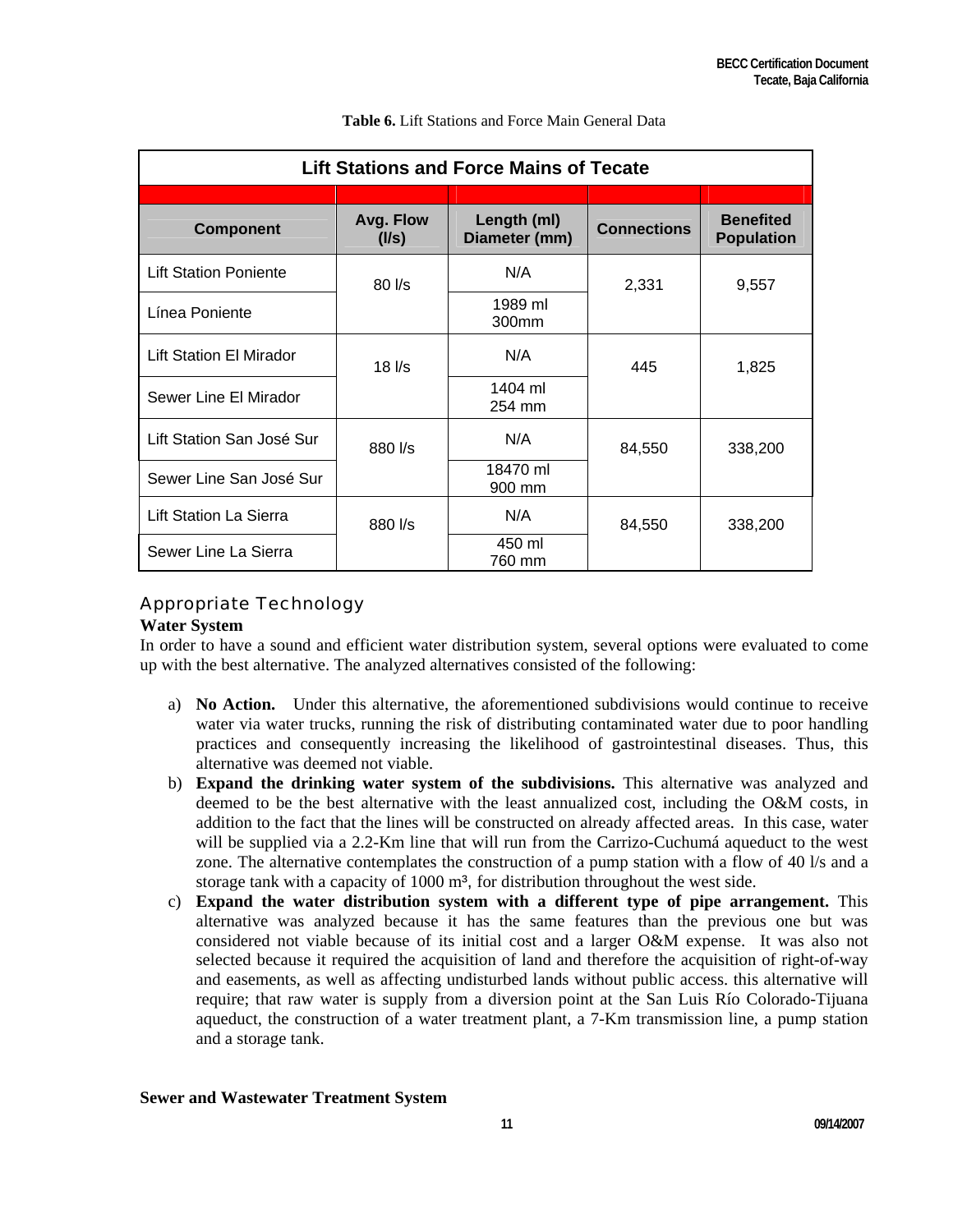**Table 6.** Lift Stations and Force Main General Data

| Lift Stations and Force Mains of Tecate | | | | |
|---|---|---|---|---|
| **Component** | **Avg. Flow (l/s)** | **Length (ml) Diameter (mm)** | **Connections** | **Benefited Population** |
| Lift Station Poniente | 80 l/s | N/A | 2,331 | 9,557 |
| Línea Poniente | | 1989 ml 300mm | | |
| Lift Station El Mirador | 18 l/s | N/A | 445 | 1,825 |
| Sewer Line El Mirador | | 1404 ml 254 mm | | |
| Lift Station San José Sur | 880 l/s | N/A | 84,550 | 338,200 |
| Sewer Line San José Sur | | 18470 ml 900 mm | | |
| Lift Station La Sierra | 880 l/s | N/A | 84,550 | 338,200 |
| Sewer Line La Sierra | | 450 ml 760 mm | | |

## Appropriate Technology

**Water System**

In order to have a sound and efficient water distribution system, several options were evaluated to come up with the best alternative. The analyzed alternatives consisted of the following:

a) **No Action.** Under this alternative, the aforementioned subdivisions would continue to receive water via water trucks, running the risk of distributing contaminated water due to poor handling practices and consequently increasing the likelihood of gastrointestinal diseases. Thus, this alternative was deemed not viable.

b) **Expand the drinking water system of the subdivisions.** This alternative was analyzed and deemed to be the best alternative with the least annualized cost, including the O&M costs, in addition to the fact that the lines will be constructed on already affected areas. In this case, water will be supplied via a 2.2-Km line that will run from the Carrizo-Cuchumá aqueduct to the west zone. The alternative contemplates the construction of a pump station with a flow of 40 l/s and a storage tank with a capacity of 1000 m³, for distribution throughout the west side.

c) **Expand the water distribution system with a different type of pipe arrangement.** This alternative was analyzed because it has the same features than the previous one but was considered not viable because of its initial cost and a larger O&M expense. It was also not selected because it required the acquisition of land and therefore the acquisition of right-of-way and easements, as well as affecting undisturbed lands without public access. this alternative will require; that raw water is supply from a diversion point at the San Luis Río Colorado-Tijuana aqueduct, the construction of a water treatment plant, a 7-Km transmission line, a pump station and a storage tank.

**Sewer and Wastewater Treatment System**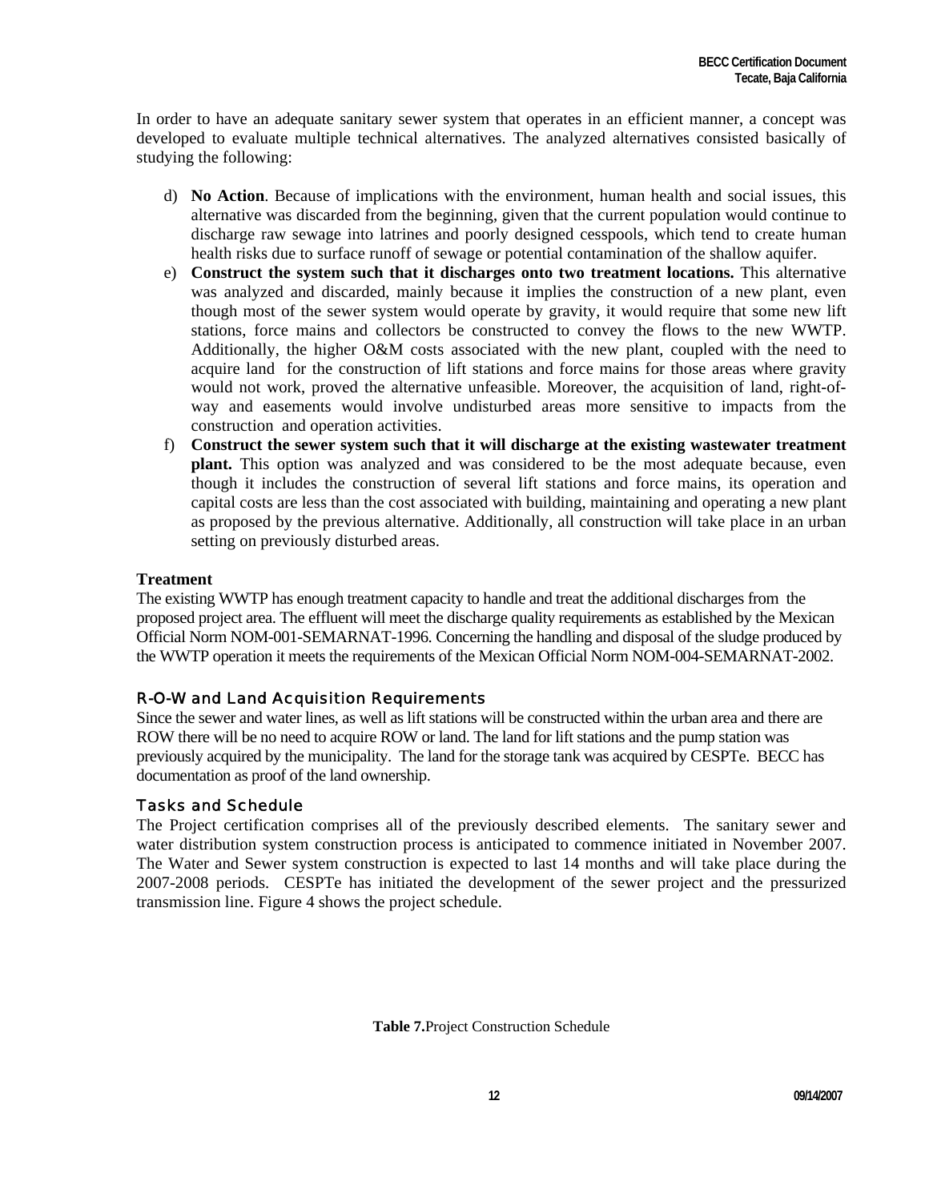In order to have an adequate sanitary sewer system that operates in an efficient manner, a concept was developed to evaluate multiple technical alternatives. The analyzed alternatives consisted basically of studying the following:

d) **No Action**. Because of implications with the environment, human health and social issues, this alternative was discarded from the beginning, given that the current population would continue to discharge raw sewage into latrines and poorly designed cesspools, which tend to create human health risks due to surface runoff of sewage or potential contamination of the shallow aquifer.
e) **Construct the system such that it discharges onto two treatment locations.** This alternative was analyzed and discarded, mainly because it implies the construction of a new plant, even though most of the sewer system would operate by gravity, it would require that some new lift stations, force mains and collectors be constructed to convey the flows to the new WWTP. Additionally, the higher O&M costs associated with the new plant, coupled with the need to acquire land for the construction of lift stations and force mains for those areas where gravity would not work, proved the alternative unfeasible. Moreover, the acquisition of land, right-of-way and easements would involve undisturbed areas more sensitive to impacts from the construction and operation activities.
f) **Construct the sewer system such that it will discharge at the existing wastewater treatment plant.** This option was analyzed and was considered to be the most adequate because, even though it includes the construction of several lift stations and force mains, its operation and capital costs are less than the cost associated with building, maintaining and operating a new plant as proposed by the previous alternative. Additionally, all construction will take place in an urban setting on previously disturbed areas.

**Treatment**

The existing WWTP has enough treatment capacity to handle and treat the additional discharges from the proposed project area. The effluent will meet the discharge quality requirements as established by the Mexican Official Norm NOM-001-SEMARNAT-1996. Concerning the handling and disposal of the sludge produced by the WWTP operation it meets the requirements of the Mexican Official Norm NOM-004-SEMARNAT-2002.

### R-O-W and Land Acquisition Requirements

Since the sewer and water lines, as well as lift stations will be constructed within the urban area and there are ROW there will be no need to acquire ROW or land. The land for lift stations and the pump station was previously acquired by the municipality. The land for the storage tank was acquired by CESPTe. BECC has documentation as proof of the land ownership.

### Tasks and Schedule

The Project certification comprises all of the previously described elements. The sanitary sewer and water distribution system construction process is anticipated to commence initiated in November 2007. The Water and Sewer system construction is expected to last 14 months and will take place during the 2007-2008 periods. CESPTe has initiated the development of the sewer project and the pressurized transmission line. Figure 4 shows the project schedule.

**Table 7.** Project Construction Schedule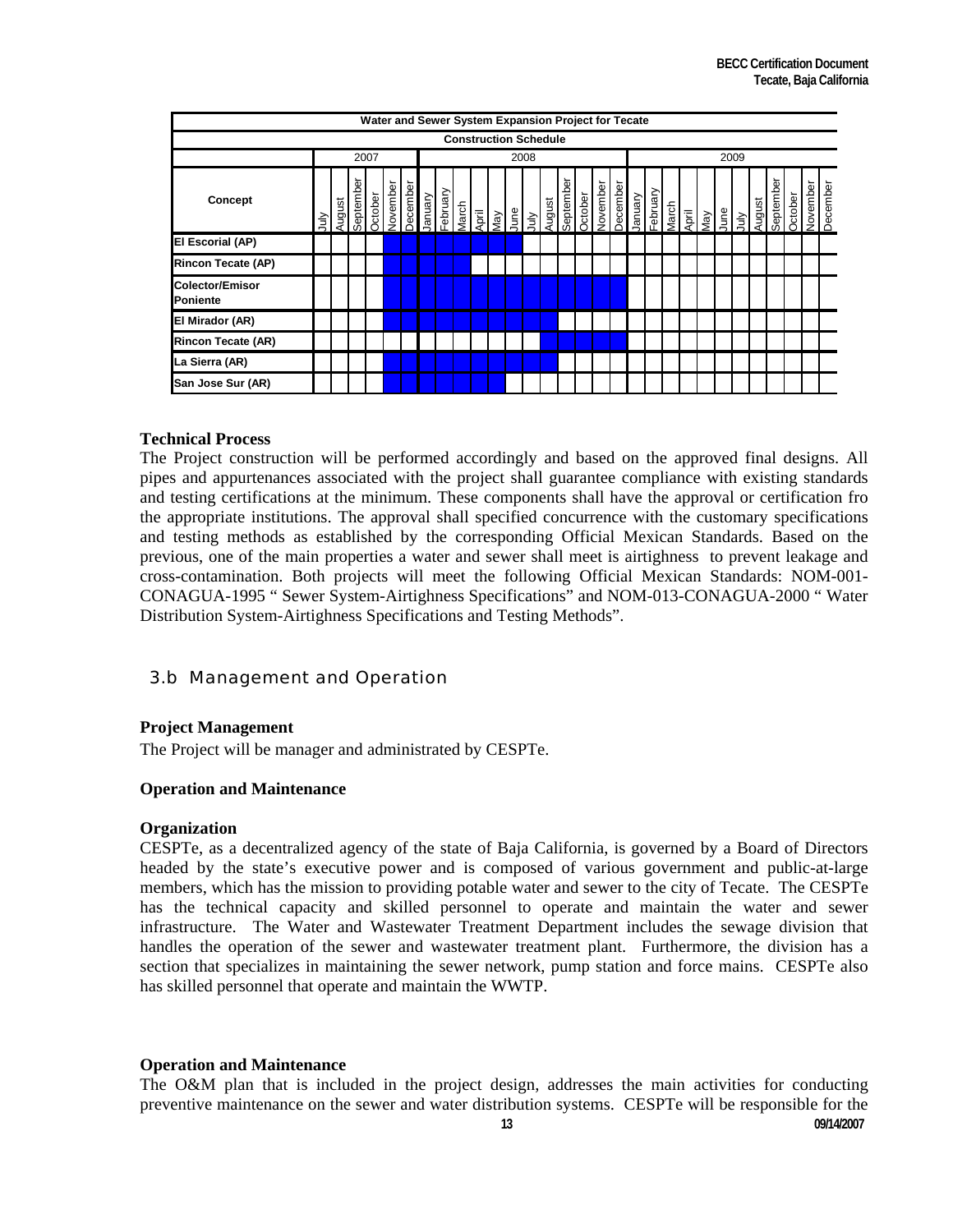| Water and Sewer System Expansion Project for Tecate | | | | | | | | | | | | | | | | | | | | | | | | | | | | | | |
|---|---|---|---|---|---|---|---|---|---|---|---|---|---|---|---|---|---|---|---|---|---|---|---|---|---|---|---|---|---|---|
| **Construction Schedule** | | | | | | | | | | | | | | | | | | | | | | | | | | | | | | |
| | 2007 | | | | | | 2008 | | | | | | | | | | | | 2009 | | | | | | | | | | | |
| **Concept** | July | August | September | October | November | December | January | February | March | April | May | June | July | August | September | October | November | December | January | February | March | April | May | June | July | August | September | October | November | December |
| **El Escorial (AP)** | | | | | X | X | X | X | X | X | X | X | | | | | | | | | | | | | | | | | | |
| **Rincon Tecate (AP)** | | | | | X | X | X | X | X | | | | | | | | | | | | | | | | | | | | | |
| **Colector/Emisor Poniente** | | | | | X | X | X | X | X | X | X | X | X | X | X | X | X | X | | | | | | | | | | | | |
| **El Mirador (AR)** | | | | | X | X | X | X | X | X | X | X | X | X | | | | | | | | | | | | | | | | |
| **Rincon Tecate (AR)** | | | | | | | | | | | | | | X | X | X | X | X | | | | | | | | | | | | |
| **La Sierra (AR)** | | | | | X | X | X | X | X | X | X | X | X | X | | | | | | | | | | | | | | | | |
| **San Jose Sur (AR)** | | | | | X | X | X | X | X | X | X | | | | | | | | | | | | | | | | | | | |

**Technical Process**

The Project construction will be performed accordingly and based on the approved final designs. All pipes and appurtenances associated with the project shall guarantee compliance with existing standards and testing certifications at the minimum. These components shall have the approval or certification fro the appropriate institutions. The approval shall specified concurrence with the customary specifications and testing methods as established by the corresponding Official Mexican Standards. Based on the previous, one of the main properties a water and sewer shall meet is airtighness to prevent leakage and cross-contamination. Both projects will meet the following Official Mexican Standards: NOM-001-CONAGUA-1995 " Sewer System-Airtighness Specifications" and NOM-013-CONAGUA-2000 " Water Distribution System-Airtighness Specifications and Testing Methods".

## 3.b Management and Operation

**Project Management**

The Project will be manager and administrated by CESPTe.

**Operation and Maintenance**

**Organization**

CESPTe, as a decentralized agency of the state of Baja California, is governed by a Board of Directors headed by the state's executive power and is composed of various government and public-at-large members, which has the mission to providing potable water and sewer to the city of Tecate. The CESPTe has the technical capacity and skilled personnel to operate and maintain the water and sewer infrastructure. The Water and Wastewater Treatment Department includes the sewage division that handles the operation of the sewer and wastewater treatment plant. Furthermore, the division has a section that specializes in maintaining the sewer network, pump station and force mains. CESPTe also has skilled personnel that operate and maintain the WWTP.

**Operation and Maintenance**

The O&M plan that is included in the project design, addresses the main activities for conducting preventive maintenance on the sewer and water distribution systems. CESPTe will be responsible for the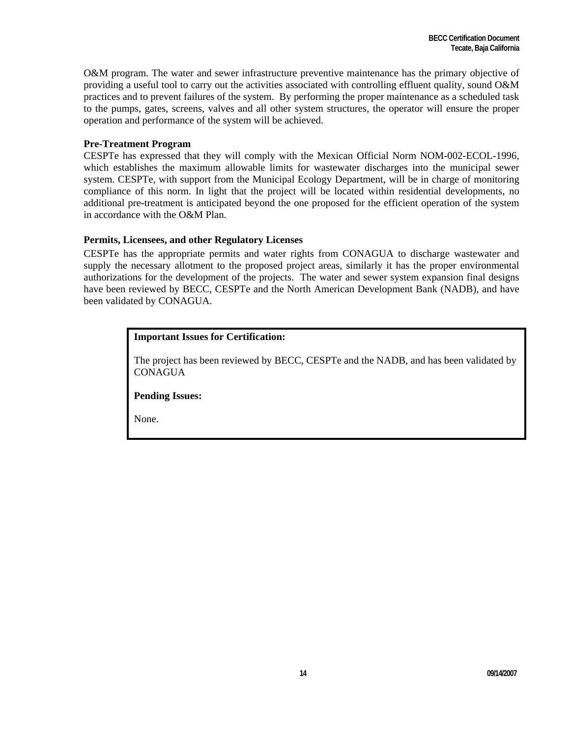O&M program. The water and sewer infrastructure preventive maintenance has the primary objective of providing a useful tool to carry out the activities associated with controlling effluent quality, sound O&M practices and to prevent failures of the system. By performing the proper maintenance as a scheduled task to the pumps, gates, screens, valves and all other system structures, the operator will ensure the proper operation and performance of the system will be achieved.

**Pre-Treatment Program**

CESPTe has expressed that they will comply with the Mexican Official Norm NOM-002-ECOL-1996, which establishes the maximum allowable limits for wastewater discharges into the municipal sewer system. CESPTe, with support from the Municipal Ecology Department, will be in charge of monitoring compliance of this norm. In light that the project will be located within residential developments, no additional pre-treatment is anticipated beyond the one proposed for the efficient operation of the system in accordance with the O&M Plan.

**Permits, Licensees, and other Regulatory Licenses**

CESPTe has the appropriate permits and water rights from CONAGUA to discharge wastewater and supply the necessary allotment to the proposed project areas, similarly it has the proper environmental authorizations for the development of the projects. The water and sewer system expansion final designs have been reviewed by BECC, CESPTe and the North American Development Bank (NADB), and have been validated by CONAGUA.

**Important Issues for Certification:**

The project has been reviewed by BECC, CESPTe and the NADB, and has been validated by CONAGUA

**Pending Issues:**

None.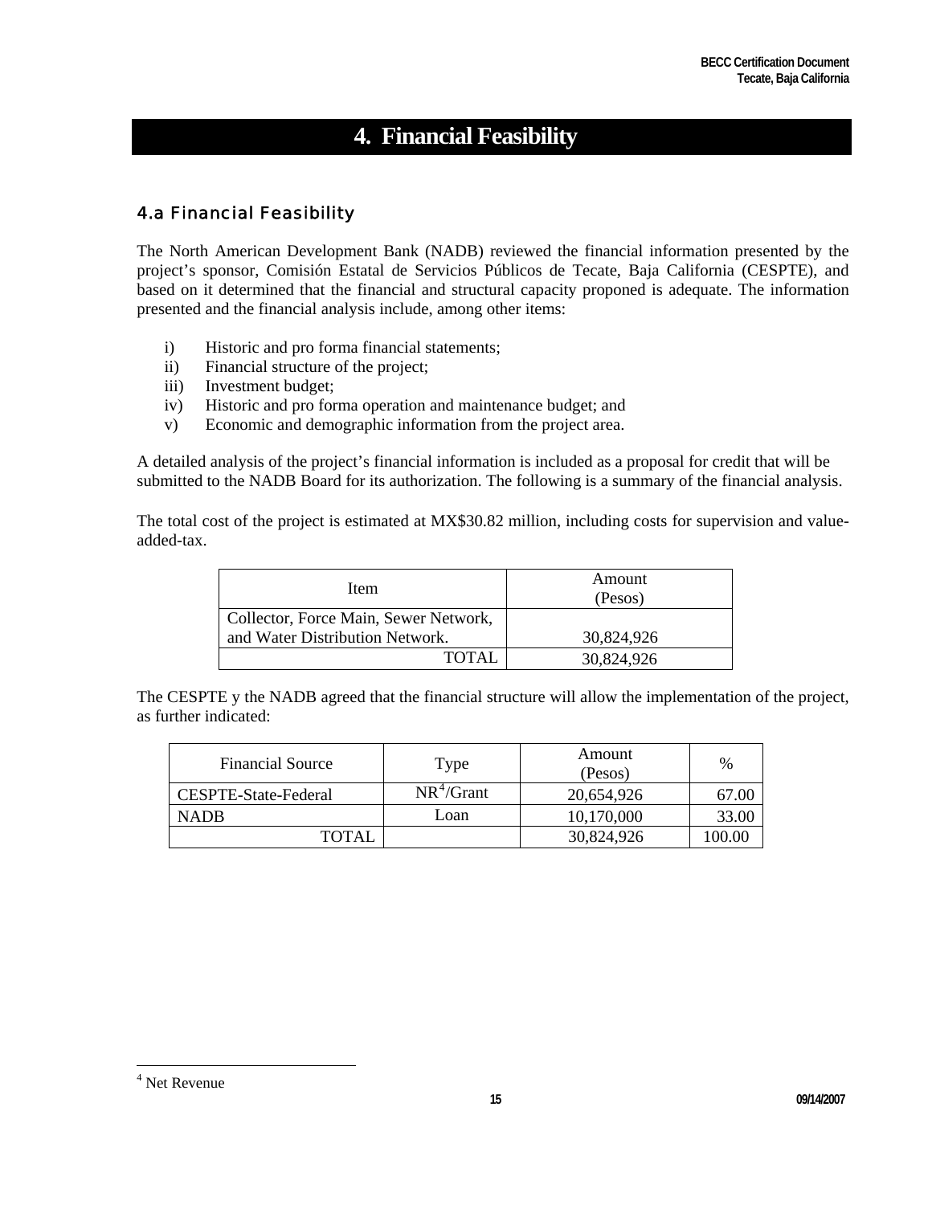# 4. Financial Feasibility

## 4.a Financial Feasibility

The North American Development Bank (NADB) reviewed the financial information presented by the project's sponsor, Comisión Estatal de Servicios Públicos de Tecate, Baja California (CESPTE), and based on it determined that the financial and structural capacity proponed is adequate. The information presented and the financial analysis include, among other items:

i) Historic and pro forma financial statements;
ii) Financial structure of the project;
iii) Investment budget;
iv) Historic and pro forma operation and maintenance budget; and
v) Economic and demographic information from the project area.

A detailed analysis of the project's financial information is included as a proposal for credit that will be submitted to the NADB Board for its authorization. The following is a summary of the financial analysis.

The total cost of the project is estimated at MX$30.82 million, including costs for supervision and value-added-tax.

| Item | Amount (Pesos) |
|---|---|
| Collector, Force Main, Sewer Network, and Water Distribution Network. | 30,824,926 |
| TOTAL | 30,824,926 |

The CESPTE y the NADB agreed that the financial structure will allow the implementation of the project, as further indicated:

| Financial Source | Type | Amount (Pesos) | % |
|---|---|---|---|
| CESPTE-State-Federal | NR[4]/Grant | 20,654,926 | 67.00 |
| NADB | Loan | 10,170,000 | 33.00 |
| TOTAL | | 30,824,926 | 100.00 |

[4] Net Revenue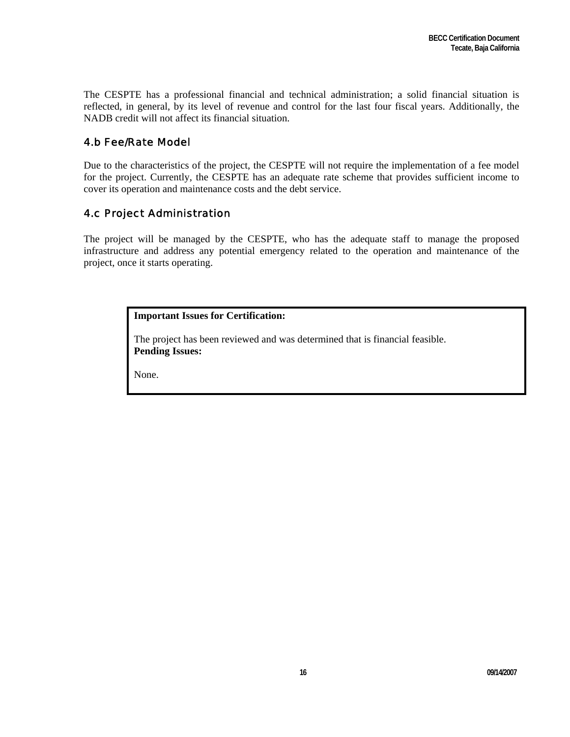The CESPTE has a professional financial and technical administration; a solid financial situation is reflected, in general, by its level of revenue and control for the last four fiscal years. Additionally, the NADB credit will not affect its financial situation.

### 4.b Fee/Rate Model

Due to the characteristics of the project, the CESPTE will not require the implementation of a fee model for the project. Currently, the CESPTE has an adequate rate scheme that provides sufficient income to cover its operation and maintenance costs and the debt service.

### 4.c Project Administration

The project will be managed by the CESPTE, who has the adequate staff to manage the proposed infrastructure and address any potential emergency related to the operation and maintenance of the project, once it starts operating.

**Important Issues for Certification:**

The project has been reviewed and was determined that is financial feasible.

**Pending Issues:**

None.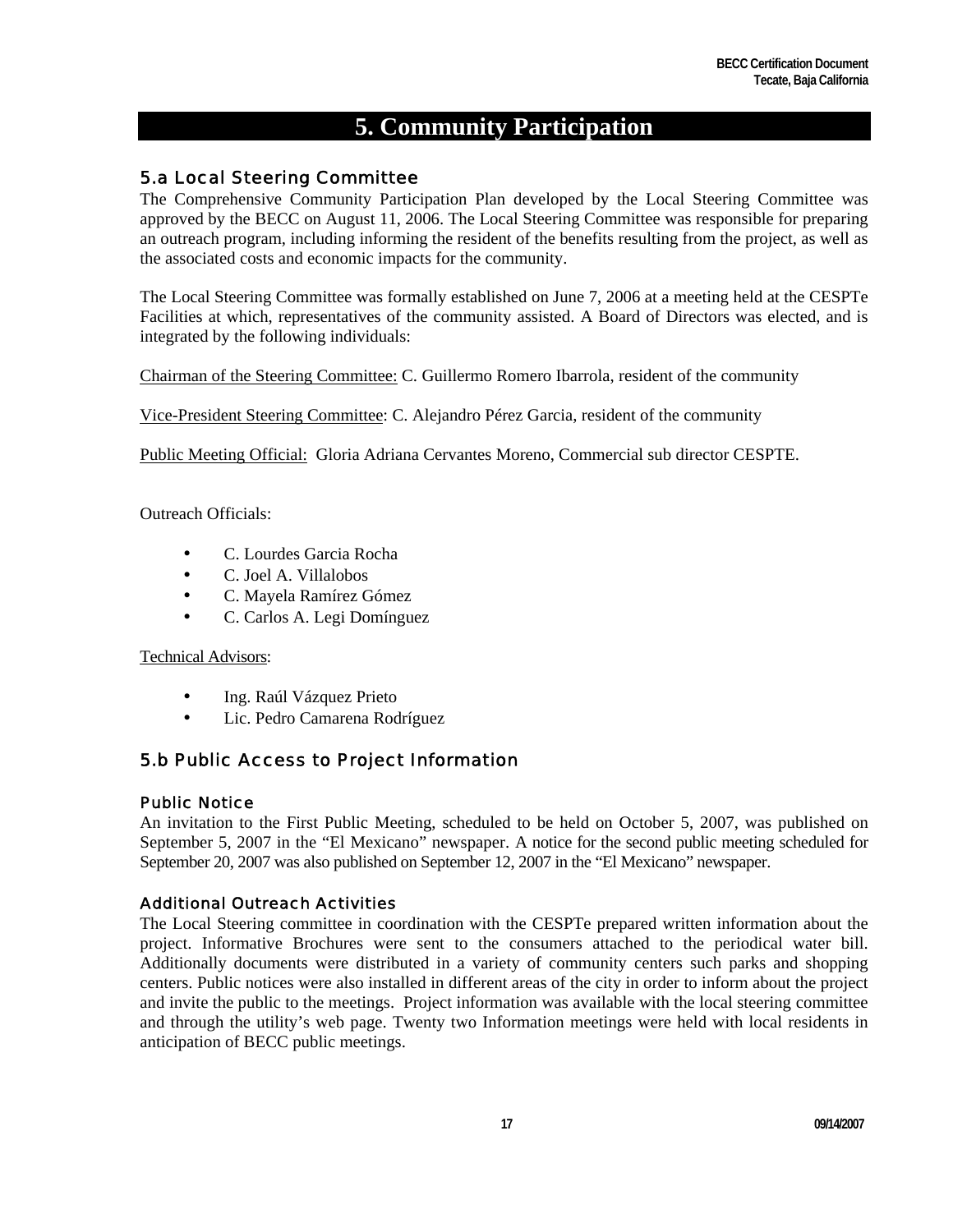# 5. Community Participation

## 5.a Local Steering Committee

The Comprehensive Community Participation Plan developed by the Local Steering Committee was approved by the BECC on August 11, 2006. The Local Steering Committee was responsible for preparing an outreach program, including informing the resident of the benefits resulting from the project, as well as the associated costs and economic impacts for the community.

The Local Steering Committee was formally established on June 7, 2006 at a meeting held at the CESPTe Facilities at which, representatives of the community assisted. A Board of Directors was elected, and is integrated by the following individuals:

Chairman of the Steering Committee: C. Guillermo Romero Ibarrola, resident of the community

Vice-President Steering Committee: C. Alejandro Pérez Garcia, resident of the community

Public Meeting Official: Gloria Adriana Cervantes Moreno, Commercial sub director CESPTE.

Outreach Officials:

- C. Lourdes Garcia Rocha
- C. Joel A. Villalobos
- C. Mayela Ramírez Gómez
- C. Carlos A. Legi Domínguez

Technical Advisors:

- Ing. Raúl Vázquez Prieto
- Lic. Pedro Camarena Rodríguez

## 5.b Public Access to Project Information

### Public Notice

An invitation to the First Public Meeting, scheduled to be held on October 5, 2007, was published on September 5, 2007 in the "El Mexicano" newspaper. A notice for the second public meeting scheduled for September 20, 2007 was also published on September 12, 2007 in the "El Mexicano" newspaper.

### Additional Outreach Activities

The Local Steering committee in coordination with the CESPTe prepared written information about the project. Informative Brochures were sent to the consumers attached to the periodical water bill. Additionally documents were distributed in a variety of community centers such parks and shopping centers. Public notices were also installed in different areas of the city in order to inform about the project and invite the public to the meetings. Project information was available with the local steering committee and through the utility's web page. Twenty two Information meetings were held with local residents in anticipation of BECC public meetings.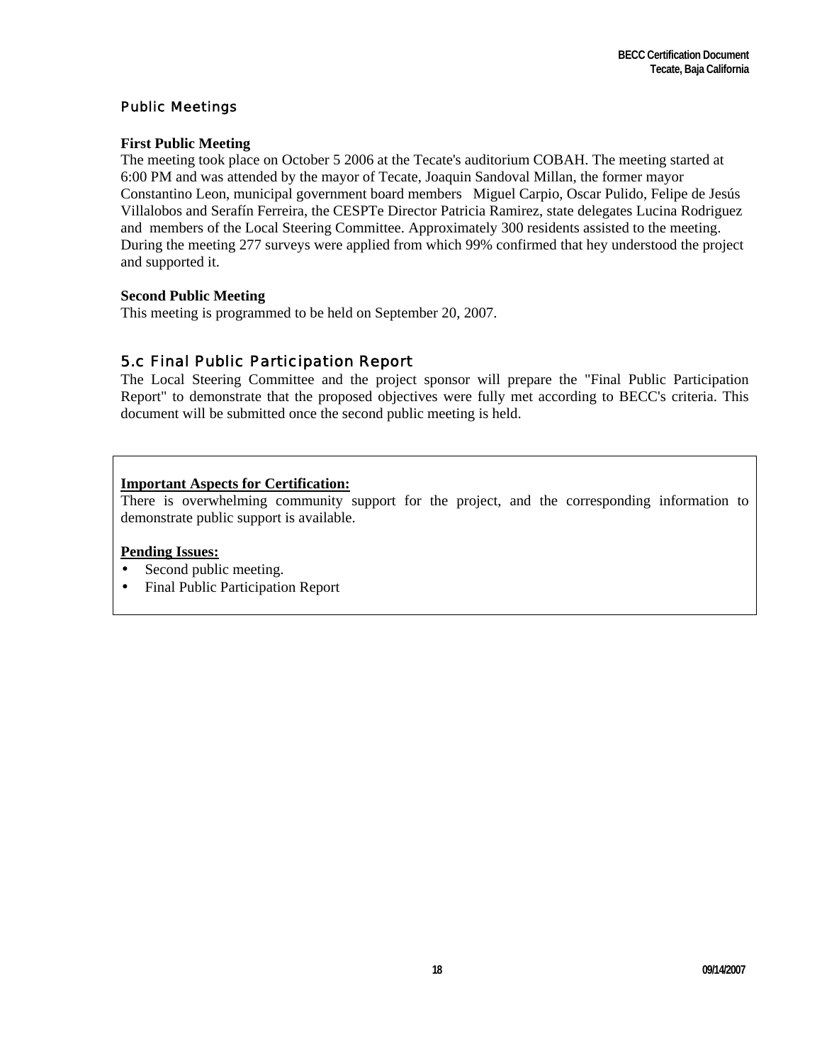### Public Meetings

**First Public Meeting**
The meeting took place on October 5 2006 at the Tecate's auditorium COBAH. The meeting started at 6:00 PM and was attended by the mayor of Tecate, Joaquin Sandoval Millan, the former mayor Constantino Leon, municipal government board members Miguel Carpio, Oscar Pulido, Felipe de Jesús Villalobos and Serafín Ferreira, the CESPTe Director Patricia Ramirez, state delegates Lucina Rodriguez and members of the Local Steering Committee. Approximately 300 residents assisted to the meeting. During the meeting 277 surveys were applied from which 99% confirmed that hey understood the project and supported it.

**Second Public Meeting**
This meeting is programmed to be held on September 20, 2007.

## 5.c Final Public Participation Report

The Local Steering Committee and the project sponsor will prepare the "Final Public Participation Report" to demonstrate that the proposed objectives were fully met according to BECC's criteria. This document will be submitted once the second public meeting is held.

**Important Aspects for Certification:**
There is overwhelming community support for the project, and the corresponding information to demonstrate public support is available.

**Pending Issues:**

- Second public meeting.
- Final Public Participation Report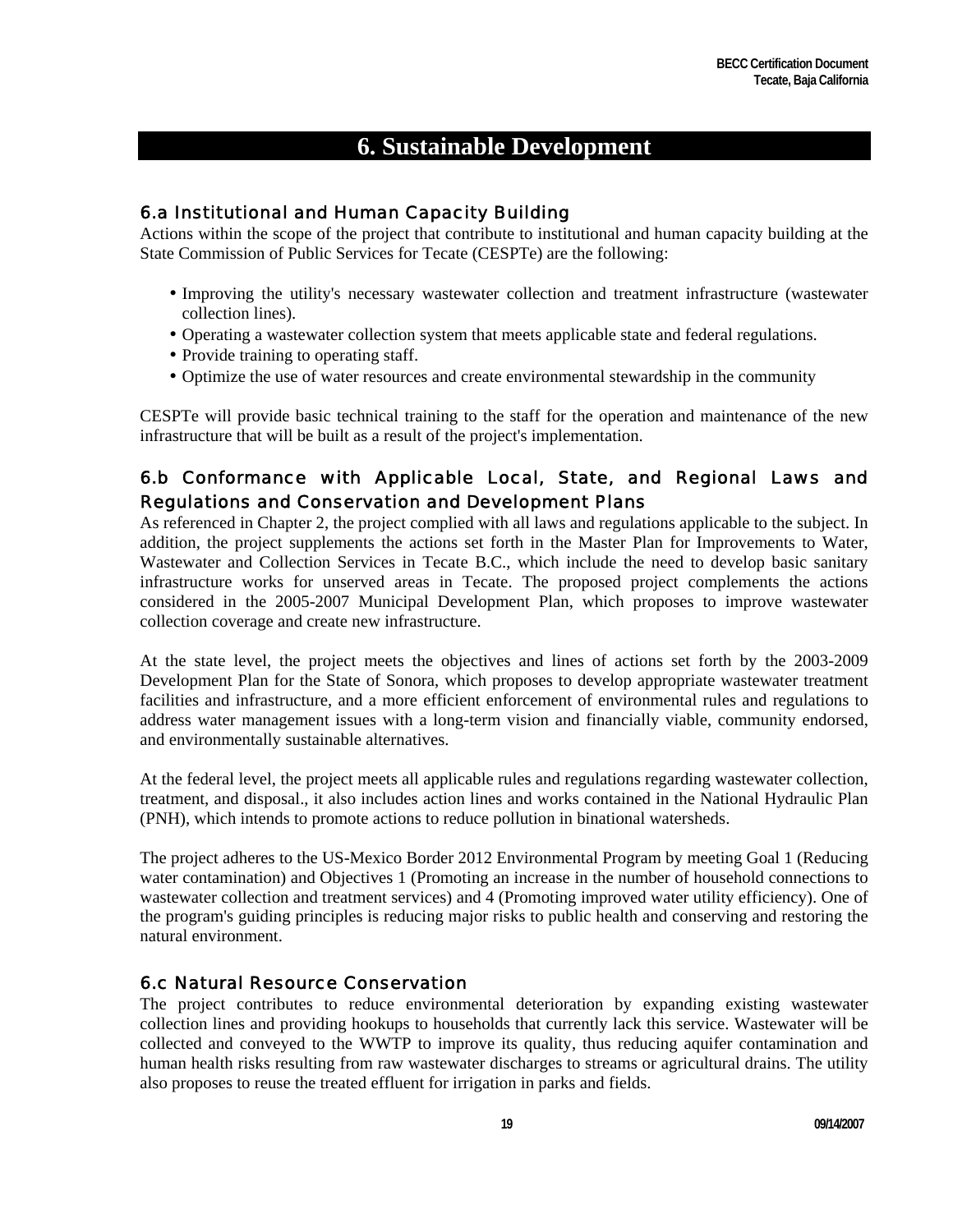# 6. Sustainable Development

## 6.a Institutional and Human Capacity Building

Actions within the scope of the project that contribute to institutional and human capacity building at the State Commission of Public Services for Tecate (CESPTe) are the following:

- Improving the utility's necessary wastewater collection and treatment infrastructure (wastewater collection lines).
- Operating a wastewater collection system that meets applicable state and federal regulations.
- Provide training to operating staff.
- Optimize the use of water resources and create environmental stewardship in the community

CESPTe will provide basic technical training to the staff for the operation and maintenance of the new infrastructure that will be built as a result of the project's implementation.

## 6.b Conformance with Applicable Local, State, and Regional Laws and Regulations and Conservation and Development Plans

As referenced in Chapter 2, the project complied with all laws and regulations applicable to the subject. In addition, the project supplements the actions set forth in the Master Plan for Improvements to Water, Wastewater and Collection Services in Tecate B.C., which include the need to develop basic sanitary infrastructure works for unserved areas in Tecate. The proposed project complements the actions considered in the 2005-2007 Municipal Development Plan, which proposes to improve wastewater collection coverage and create new infrastructure.

At the state level, the project meets the objectives and lines of actions set forth by the 2003-2009 Development Plan for the State of Sonora, which proposes to develop appropriate wastewater treatment facilities and infrastructure, and a more efficient enforcement of environmental rules and regulations to address water management issues with a long-term vision and financially viable, community endorsed, and environmentally sustainable alternatives.

At the federal level, the project meets all applicable rules and regulations regarding wastewater collection, treatment, and disposal., it also includes action lines and works contained in the National Hydraulic Plan (PNH), which intends to promote actions to reduce pollution in binational watersheds.

The project adheres to the US-Mexico Border 2012 Environmental Program by meeting Goal 1 (Reducing water contamination) and Objectives 1 (Promoting an increase in the number of household connections to wastewater collection and treatment services) and 4 (Promoting improved water utility efficiency). One of the program's guiding principles is reducing major risks to public health and conserving and restoring the natural environment.

## 6.c Natural Resource Conservation

The project contributes to reduce environmental deterioration by expanding existing wastewater collection lines and providing hookups to households that currently lack this service. Wastewater will be collected and conveyed to the WWTP to improve its quality, thus reducing aquifer contamination and human health risks resulting from raw wastewater discharges to streams or agricultural drains. The utility also proposes to reuse the treated effluent for irrigation in parks and fields.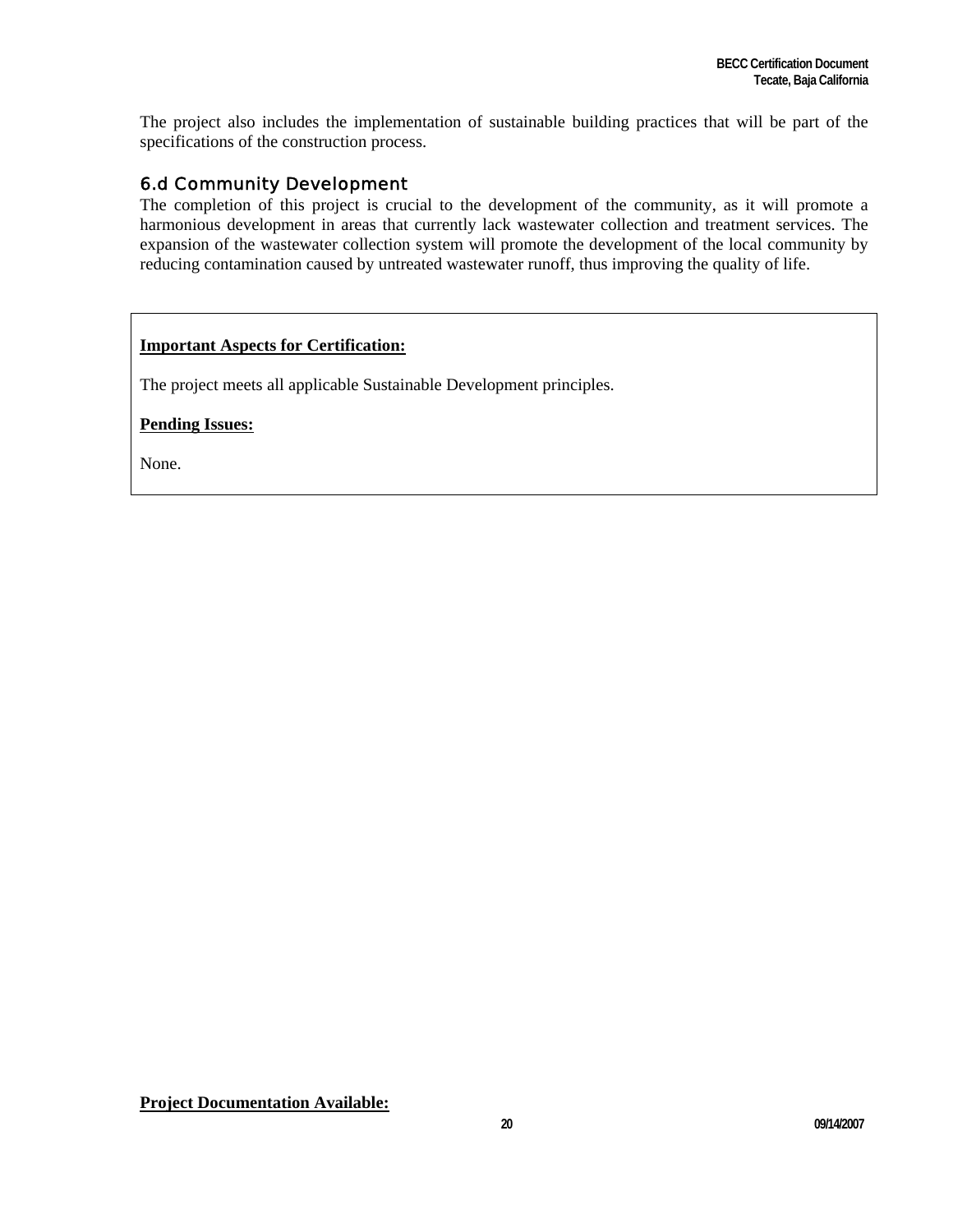The project also includes the implementation of sustainable building practices that will be part of the specifications of the construction process.

### 6.d Community Development

The completion of this project is crucial to the development of the community, as it will promote a harmonious development in areas that currently lack wastewater collection and treatment services. The expansion of the wastewater collection system will promote the development of the local community by reducing contamination caused by untreated wastewater runoff, thus improving the quality of life.

**Important Aspects for Certification:**

The project meets all applicable Sustainable Development principles.

**Pending Issues:**

None.

**Project Documentation Available:**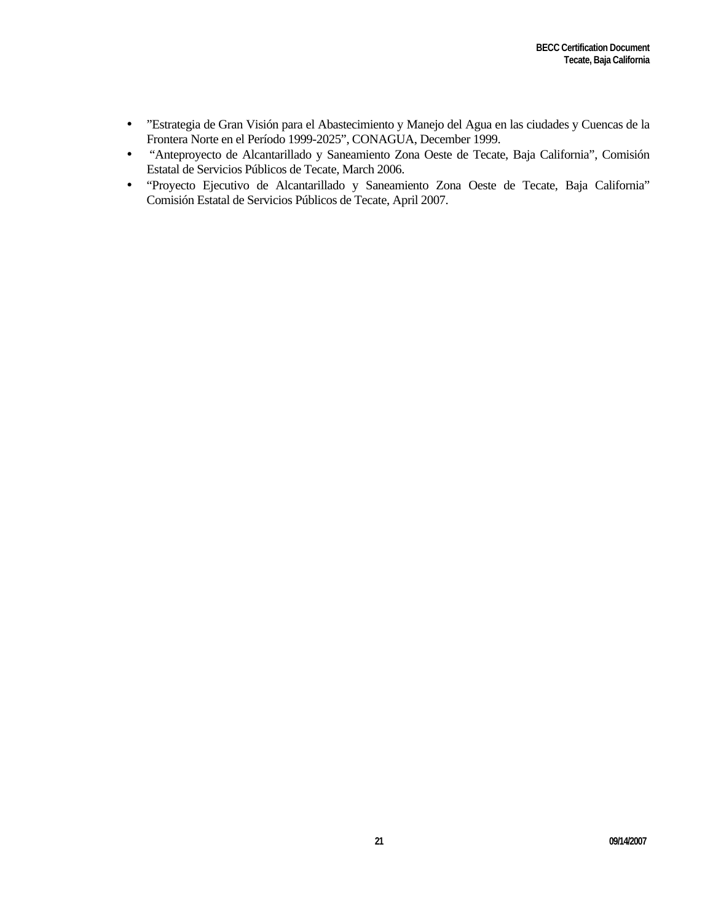- ”Estrategia de Gran Visión para el Abastecimiento y Manejo del Agua en las ciudades y Cuencas de la Frontera Norte en el Período 1999-2025”, CONAGUA, December 1999.
- “Anteproyecto de Alcantarillado y Saneamiento Zona Oeste de Tecate, Baja California”, Comisión Estatal de Servicios Públicos de Tecate, March 2006.
- “Proyecto Ejecutivo de Alcantarillado y Saneamiento Zona Oeste de Tecate, Baja California” Comisión Estatal de Servicios Públicos de Tecate, April 2007.